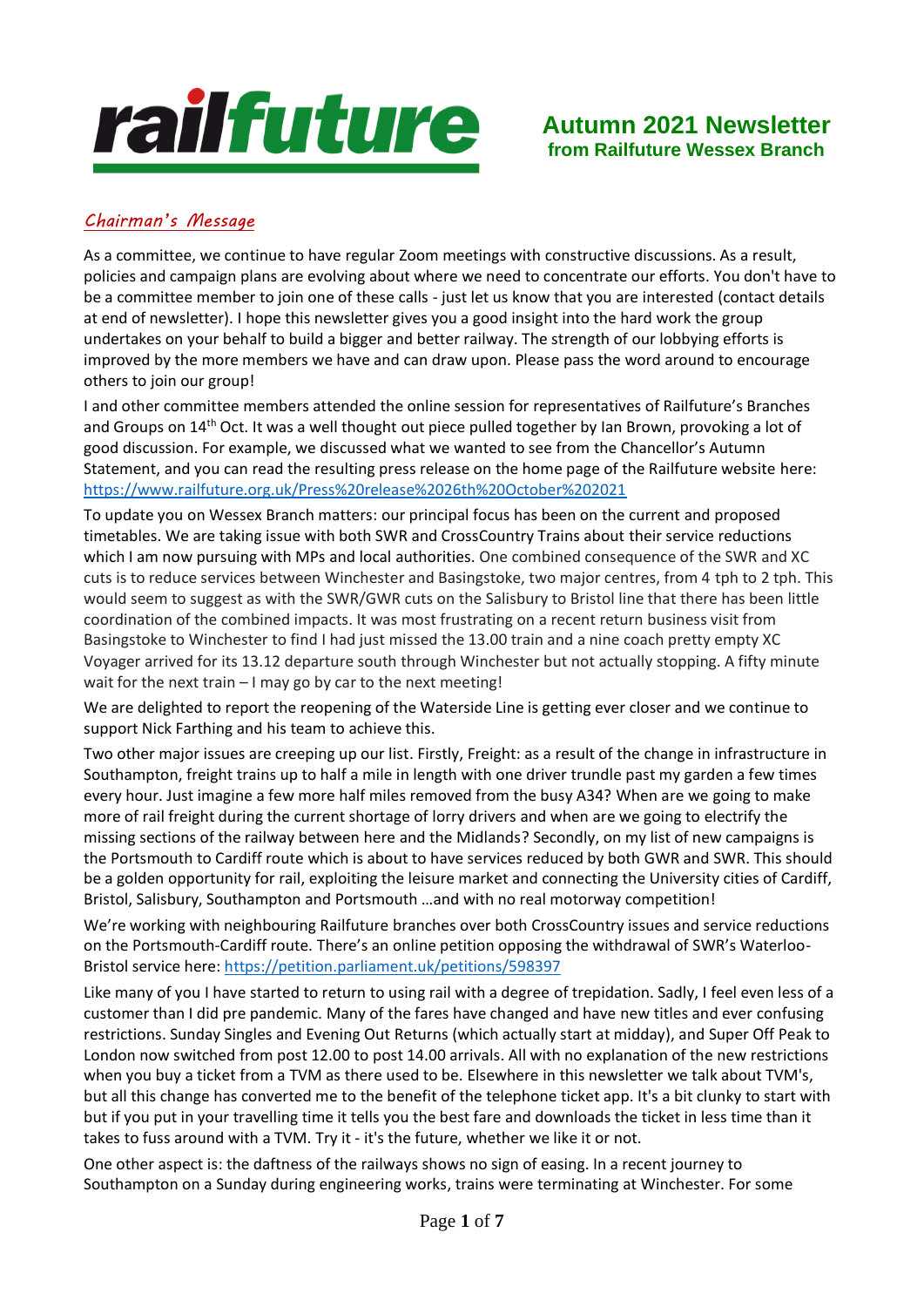# railfuture

## Autumn 2021 Newsletter
### from Railfuture Wessex Branch

## *Chairman's Message*

As a committee, we continue to have regular Zoom meetings with constructive discussions. As a result, policies and campaign plans are evolving about where we need to concentrate our efforts. You don't have to be a committee member to join one of these calls - just let us know that you are interested (contact details at end of newsletter). I hope this newsletter gives you a good insight into the hard work the group undertakes on your behalf to build a bigger and better railway. The strength of our lobbying efforts is improved by the more members we have and can draw upon. Please pass the word around to encourage others to join our group!

I and other committee members attended the online session for representatives of Railfuture's Branches and Groups on 14th Oct. It was a well thought out piece pulled together by Ian Brown, provoking a lot of good discussion. For example, we discussed what we wanted to see from the Chancellor's Autumn Statement, and you can read the resulting press release on the home page of the Railfuture website here: https://www.railfuture.org.uk/Press%20release%2026th%20October%202021

To update you on Wessex Branch matters: our principal focus has been on the current and proposed timetables. We are taking issue with both SWR and CrossCountry Trains about their service reductions which I am now pursuing with MPs and local authorities. One combined consequence of the SWR and XC cuts is to reduce services between Winchester and Basingstoke, two major centres, from 4 tph to 2 tph. This would seem to suggest as with the SWR/GWR cuts on the Salisbury to Bristol line that there has been little coordination of the combined impacts. It was most frustrating on a recent return business visit from Basingstoke to Winchester to find I had just missed the 13.00 train and a nine coach pretty empty XC Voyager arrived for its 13.12 departure south through Winchester but not actually stopping. A fifty minute wait for the next train – I may go by car to the next meeting!

We are delighted to report the reopening of the Waterside Line is getting ever closer and we continue to support Nick Farthing and his team to achieve this.

Two other major issues are creeping up our list. Firstly, Freight: as a result of the change in infrastructure in Southampton, freight trains up to half a mile in length with one driver trundle past my garden a few times every hour. Just imagine a few more half miles removed from the busy A34? When are we going to make more of rail freight during the current shortage of lorry drivers and when are we going to electrify the missing sections of the railway between here and the Midlands? Secondly, on my list of new campaigns is the Portsmouth to Cardiff route which is about to have services reduced by both GWR and SWR. This should be a golden opportunity for rail, exploiting the leisure market and connecting the University cities of Cardiff, Bristol, Salisbury, Southampton and Portsmouth …and with no real motorway competition!

We're working with neighbouring Railfuture branches over both CrossCountry issues and service reductions on the Portsmouth-Cardiff route. There's an online petition opposing the withdrawal of SWR's Waterloo-Bristol service here: https://petition.parliament.uk/petitions/598397

Like many of you I have started to return to using rail with a degree of trepidation. Sadly, I feel even less of a customer than I did pre pandemic. Many of the fares have changed and have new titles and ever confusing restrictions. Sunday Singles and Evening Out Returns (which actually start at midday), and Super Off Peak to London now switched from post 12.00 to post 14.00 arrivals. All with no explanation of the new restrictions when you buy a ticket from a TVM as there used to be. Elsewhere in this newsletter we talk about TVM's, but all this change has converted me to the benefit of the telephone ticket app. It's a bit clunky to start with but if you put in your travelling time it tells you the best fare and downloads the ticket in less time than it takes to fuss around with a TVM. Try it - it's the future, whether we like it or not.

One other aspect is: the daftness of the railways shows no sign of easing. In a recent journey to Southampton on a Sunday during engineering works, trains were terminating at Winchester. For some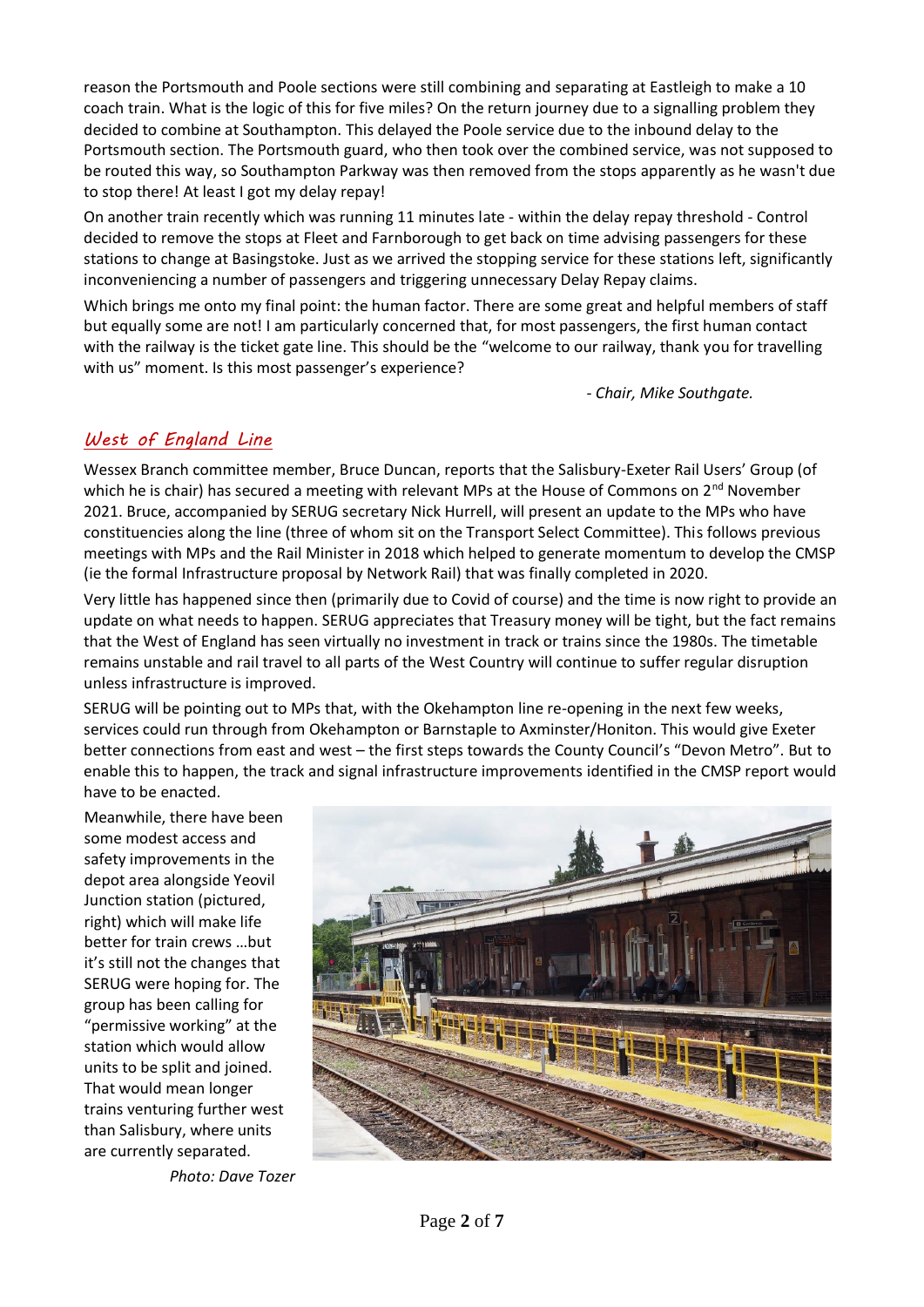reason the Portsmouth and Poole sections were still combining and separating at Eastleigh to make a 10 coach train. What is the logic of this for five miles? On the return journey due to a signalling problem they decided to combine at Southampton. This delayed the Poole service due to the inbound delay to the Portsmouth section. The Portsmouth guard, who then took over the combined service, was not supposed to be routed this way, so Southampton Parkway was then removed from the stops apparently as he wasn't due to stop there! At least I got my delay repay!

On another train recently which was running 11 minutes late - within the delay repay threshold - Control decided to remove the stops at Fleet and Farnborough to get back on time advising passengers for these stations to change at Basingstoke. Just as we arrived the stopping service for these stations left, significantly inconveniencing a number of passengers and triggering unnecessary Delay Repay claims.

Which brings me onto my final point: the human factor. There are some great and helpful members of staff but equally some are not! I am particularly concerned that, for most passengers, the first human contact with the railway is the ticket gate line. This should be the "welcome to our railway, thank you for travelling with us" moment. Is this most passenger's experience?

*- Chair, Mike Southgate.*

## West of England Line

Wessex Branch committee member, Bruce Duncan, reports that the Salisbury-Exeter Rail Users' Group (of which he is chair) has secured a meeting with relevant MPs at the House of Commons on 2nd November 2021. Bruce, accompanied by SERUG secretary Nick Hurrell, will present an update to the MPs who have constituencies along the line (three of whom sit on the Transport Select Committee). This follows previous meetings with MPs and the Rail Minister in 2018 which helped to generate momentum to develop the CMSP (ie the formal Infrastructure proposal by Network Rail) that was finally completed in 2020.

Very little has happened since then (primarily due to Covid of course) and the time is now right to provide an update on what needs to happen. SERUG appreciates that Treasury money will be tight, but the fact remains that the West of England has seen virtually no investment in track or trains since the 1980s. The timetable remains unstable and rail travel to all parts of the West Country will continue to suffer regular disruption unless infrastructure is improved.

SERUG will be pointing out to MPs that, with the Okehampton line re-opening in the next few weeks, services could run through from Okehampton or Barnstaple to Axminster/Honiton. This would give Exeter better connections from east and west – the first steps towards the County Council's "Devon Metro". But to enable this to happen, the track and signal infrastructure improvements identified in the CMSP report would have to be enacted.

Meanwhile, there have been some modest access and safety improvements in the depot area alongside Yeovil Junction station (pictured, right) which will make life better for train crews …but it's still not the changes that SERUG were hoping for. The group has been calling for "permissive working" at the station which would allow units to be split and joined. That would mean longer trains venturing further west than Salisbury, where units are currently separated.

*Photo: Dave Tozer*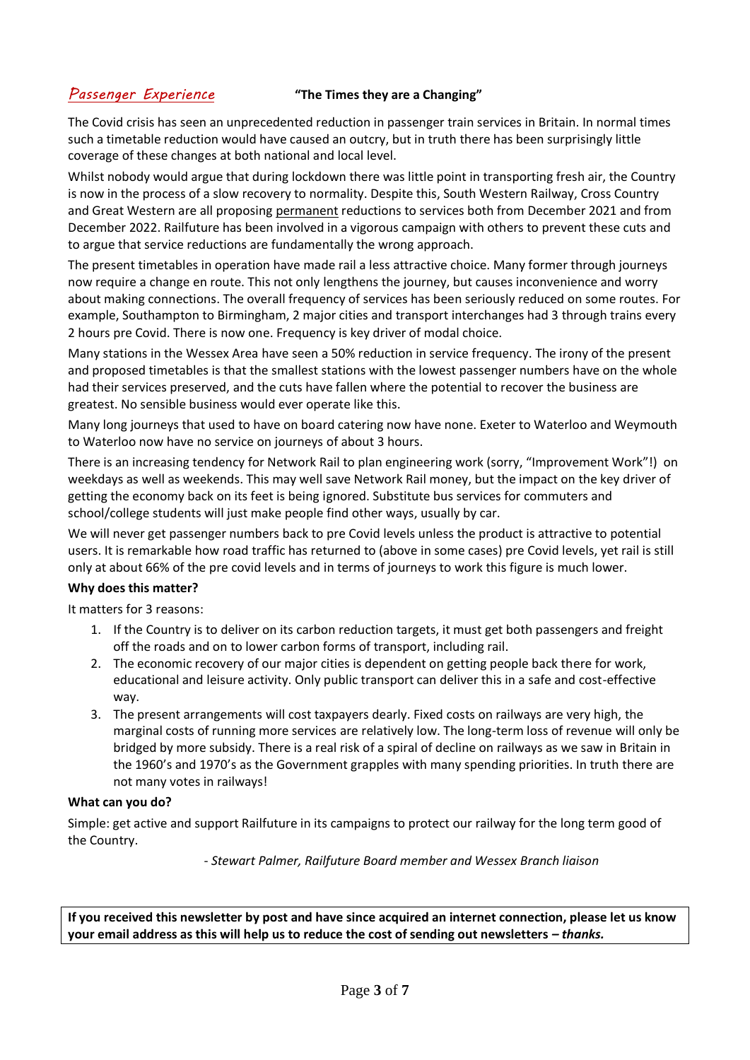## *Passenger Experience* **"The Times they are a Changing"**

The Covid crisis has seen an unprecedented reduction in passenger train services in Britain. In normal times such a timetable reduction would have caused an outcry, but in truth there has been surprisingly little coverage of these changes at both national and local level.

Whilst nobody would argue that during lockdown there was little point in transporting fresh air, the Country is now in the process of a slow recovery to normality. Despite this, South Western Railway, Cross Country and Great Western are all proposing <u>permanent</u> reductions to services both from December 2021 and from December 2022. Railfuture has been involved in a vigorous campaign with others to prevent these cuts and to argue that service reductions are fundamentally the wrong approach.

The present timetables in operation have made rail a less attractive choice. Many former through journeys now require a change en route. This not only lengthens the journey, but causes inconvenience and worry about making connections. The overall frequency of services has been seriously reduced on some routes. For example, Southampton to Birmingham, 2 major cities and transport interchanges had 3 through trains every 2 hours pre Covid. There is now one. Frequency is key driver of modal choice.

Many stations in the Wessex Area have seen a 50% reduction in service frequency. The irony of the present and proposed timetables is that the smallest stations with the lowest passenger numbers have on the whole had their services preserved, and the cuts have fallen where the potential to recover the business are greatest. No sensible business would ever operate like this.

Many long journeys that used to have on board catering now have none. Exeter to Waterloo and Weymouth to Waterloo now have no service on journeys of about 3 hours.

There is an increasing tendency for Network Rail to plan engineering work (sorry, "Improvement Work"!) on weekdays as well as weekends. This may well save Network Rail money, but the impact on the key driver of getting the economy back on its feet is being ignored. Substitute bus services for commuters and school/college students will just make people find other ways, usually by car.

We will never get passenger numbers back to pre Covid levels unless the product is attractive to potential users. It is remarkable how road traffic has returned to (above in some cases) pre Covid levels, yet rail is still only at about 66% of the pre covid levels and in terms of journeys to work this figure is much lower.

**Why does this matter?**

It matters for 3 reasons:

1. If the Country is to deliver on its carbon reduction targets, it must get both passengers and freight off the roads and on to lower carbon forms of transport, including rail.
2. The economic recovery of our major cities is dependent on getting people back there for work, educational and leisure activity. Only public transport can deliver this in a safe and cost-effective way.
3. The present arrangements will cost taxpayers dearly. Fixed costs on railways are very high, the marginal costs of running more services are relatively low. The long-term loss of revenue will only be bridged by more subsidy. There is a real risk of a spiral of decline on railways as we saw in Britain in the 1960's and 1970's as the Government grapples with many spending priorities. In truth there are not many votes in railways!

**What can you do?**

Simple: get active and support Railfuture in its campaigns to protect our railway for the long term good of the Country.

*- Stewart Palmer, Railfuture Board member and Wessex Branch liaison*

**If you received this newsletter by post and have since acquired an internet connection, please let us know your email address as this will help us to reduce the cost of sending out newsletters – *thanks.***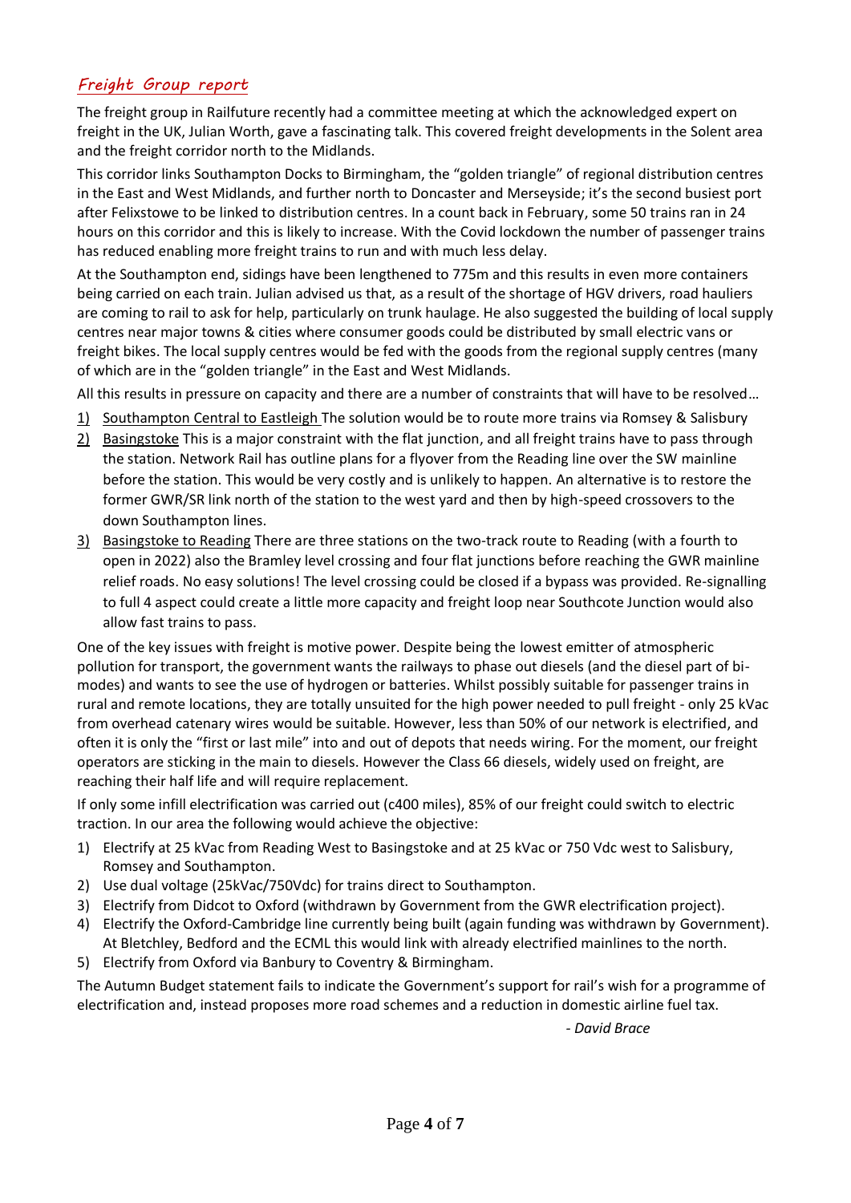## *Freight Group report*

The freight group in Railfuture recently had a committee meeting at which the acknowledged expert on freight in the UK, Julian Worth, gave a fascinating talk. This covered freight developments in the Solent area and the freight corridor north to the Midlands.

This corridor links Southampton Docks to Birmingham, the "golden triangle" of regional distribution centres in the East and West Midlands, and further north to Doncaster and Merseyside; it's the second busiest port after Felixstowe to be linked to distribution centres. In a count back in February, some 50 trains ran in 24 hours on this corridor and this is likely to increase. With the Covid lockdown the number of passenger trains has reduced enabling more freight trains to run and with much less delay.

At the Southampton end, sidings have been lengthened to 775m and this results in even more containers being carried on each train. Julian advised us that, as a result of the shortage of HGV drivers, road hauliers are coming to rail to ask for help, particularly on trunk haulage. He also suggested the building of local supply centres near major towns & cities where consumer goods could be distributed by small electric vans or freight bikes. The local supply centres would be fed with the goods from the regional supply centres (many of which are in the "golden triangle" in the East and West Midlands.

All this results in pressure on capacity and there are a number of constraints that will have to be resolved…

1) Southampton Central to Eastleigh The solution would be to route more trains via Romsey & Salisbury
2) Basingstoke This is a major constraint with the flat junction, and all freight trains have to pass through the station. Network Rail has outline plans for a flyover from the Reading line over the SW mainline before the station. This would be very costly and is unlikely to happen. An alternative is to restore the former GWR/SR link north of the station to the west yard and then by high-speed crossovers to the down Southampton lines.
3) Basingstoke to Reading There are three stations on the two-track route to Reading (with a fourth to open in 2022) also the Bramley level crossing and four flat junctions before reaching the GWR mainline relief roads. No easy solutions! The level crossing could be closed if a bypass was provided. Re-signalling to full 4 aspect could create a little more capacity and freight loop near Southcote Junction would also allow fast trains to pass.

One of the key issues with freight is motive power. Despite being the lowest emitter of atmospheric pollution for transport, the government wants the railways to phase out diesels (and the diesel part of bi-modes) and wants to see the use of hydrogen or batteries. Whilst possibly suitable for passenger trains in rural and remote locations, they are totally unsuited for the high power needed to pull freight - only 25 kVac from overhead catenary wires would be suitable. However, less than 50% of our network is electrified, and often it is only the "first or last mile" into and out of depots that needs wiring. For the moment, our freight operators are sticking in the main to diesels. However the Class 66 diesels, widely used on freight, are reaching their half life and will require replacement.

If only some infill electrification was carried out (c400 miles), 85% of our freight could switch to electric traction. In our area the following would achieve the objective:

1) Electrify at 25 kVac from Reading West to Basingstoke and at 25 kVac or 750 Vdc west to Salisbury, Romsey and Southampton.
2) Use dual voltage (25kVac/750Vdc) for trains direct to Southampton.
3) Electrify from Didcot to Oxford (withdrawn by Government from the GWR electrification project).
4) Electrify the Oxford-Cambridge line currently being built (again funding was withdrawn by Government). At Bletchley, Bedford and the ECML this would link with already electrified mainlines to the north.
5) Electrify from Oxford via Banbury to Coventry & Birmingham.

The Autumn Budget statement fails to indicate the Government's support for rail's wish for a programme of electrification and, instead proposes more road schemes and a reduction in domestic airline fuel tax.

*- David Brace*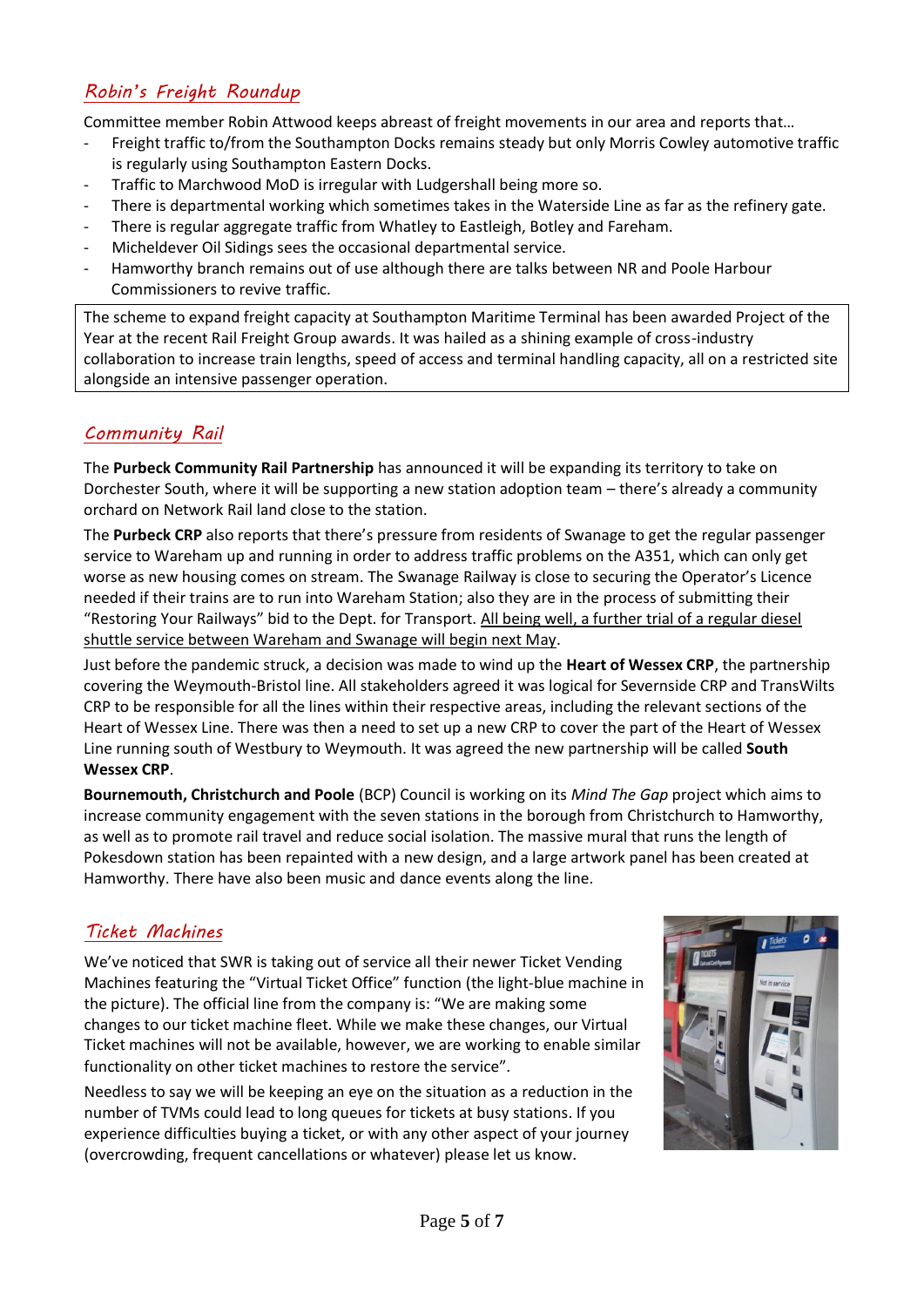## *Robin's Freight Roundup*

Committee member Robin Attwood keeps abreast of freight movements in our area and reports that…

- Freight traffic to/from the Southampton Docks remains steady but only Morris Cowley automotive traffic is regularly using Southampton Eastern Docks.
- Traffic to Marchwood MoD is irregular with Ludgershall being more so.
- There is departmental working which sometimes takes in the Waterside Line as far as the refinery gate.
- There is regular aggregate traffic from Whatley to Eastleigh, Botley and Fareham.
- Micheldever Oil Sidings sees the occasional departmental service.
- Hamworthy branch remains out of use although there are talks between NR and Poole Harbour Commissioners to revive traffic.

The scheme to expand freight capacity at Southampton Maritime Terminal has been awarded Project of the Year at the recent Rail Freight Group awards. It was hailed as a shining example of cross-industry collaboration to increase train lengths, speed of access and terminal handling capacity, all on a restricted site alongside an intensive passenger operation.

## *Community Rail*

The **Purbeck Community Rail Partnership** has announced it will be expanding its territory to take on Dorchester South, where it will be supporting a new station adoption team – there's already a community orchard on Network Rail land close to the station.

The **Purbeck CRP** also reports that there's pressure from residents of Swanage to get the regular passenger service to Wareham up and running in order to address traffic problems on the A351, which can only get worse as new housing comes on stream. The Swanage Railway is close to securing the Operator's Licence needed if their trains are to run into Wareham Station; also they are in the process of submitting their "Restoring Your Railways" bid to the Dept. for Transport. <u>All being well, a further trial of a regular diesel shuttle service between Wareham and Swanage will begin next May</u>.

Just before the pandemic struck, a decision was made to wind up the **Heart of Wessex CRP**, the partnership covering the Weymouth-Bristol line. All stakeholders agreed it was logical for Severnside CRP and TransWilts CRP to be responsible for all the lines within their respective areas, including the relevant sections of the Heart of Wessex Line. There was then a need to set up a new CRP to cover the part of the Heart of Wessex Line running south of Westbury to Weymouth. It was agreed the new partnership will be called **South Wessex CRP**.

**Bournemouth, Christchurch and Poole** (BCP) Council is working on its *Mind The Gap* project which aims to increase community engagement with the seven stations in the borough from Christchurch to Hamworthy, as well as to promote rail travel and reduce social isolation. The massive mural that runs the length of Pokesdown station has been repainted with a new design, and a large artwork panel has been created at Hamworthy. There have also been music and dance events along the line.

## *Ticket Machines*

We've noticed that SWR is taking out of service all their newer Ticket Vending Machines featuring the "Virtual Ticket Office" function (the light-blue machine in the picture). The official line from the company is: "We are making some changes to our ticket machine fleet. While we make these changes, our Virtual Ticket machines will not be available, however, we are working to enable similar functionality on other ticket machines to restore the service".

Needless to say we will be keeping an eye on the situation as a reduction in the number of TVMs could lead to long queues for tickets at busy stations. If you experience difficulties buying a ticket, or with any other aspect of your journey (overcrowding, frequent cancellations or whatever) please let us know.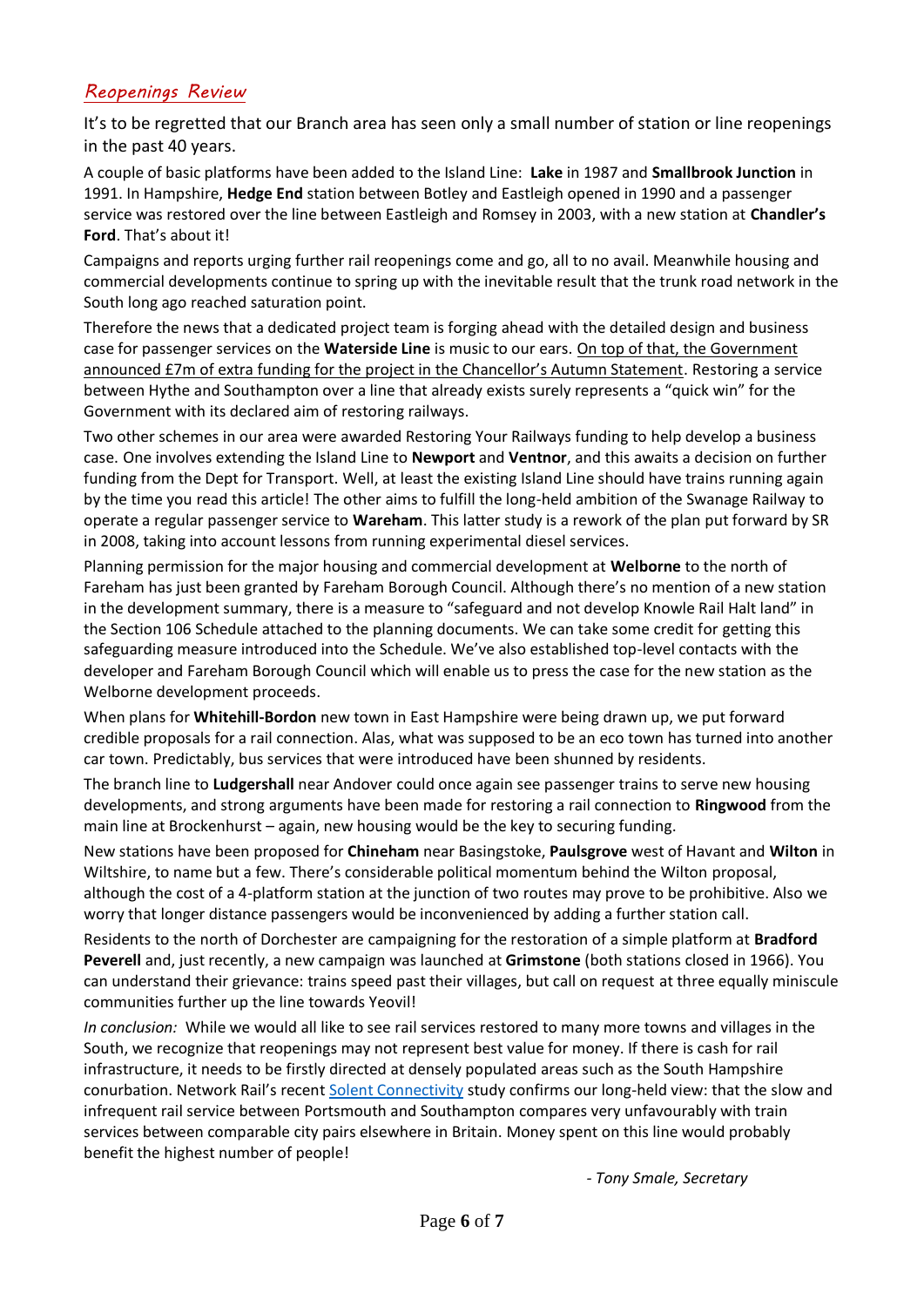## Reopenings Review

It's to be regretted that our Branch area has seen only a small number of station or line reopenings in the past 40 years.

A couple of basic platforms have been added to the Island Line: **Lake** in 1987 and **Smallbrook Junction** in 1991. In Hampshire, **Hedge End** station between Botley and Eastleigh opened in 1990 and a passenger service was restored over the line between Eastleigh and Romsey in 2003, with a new station at **Chandler's Ford**. That's about it!

Campaigns and reports urging further rail reopenings come and go, all to no avail. Meanwhile housing and commercial developments continue to spring up with the inevitable result that the trunk road network in the South long ago reached saturation point.

Therefore the news that a dedicated project team is forging ahead with the detailed design and business case for passenger services on the **Waterside Line** is music to our ears. On top of that, the Government announced £7m of extra funding for the project in the Chancellor's Autumn Statement. Restoring a service between Hythe and Southampton over a line that already exists surely represents a "quick win" for the Government with its declared aim of restoring railways.

Two other schemes in our area were awarded Restoring Your Railways funding to help develop a business case. One involves extending the Island Line to **Newport** and **Ventnor**, and this awaits a decision on further funding from the Dept for Transport. Well, at least the existing Island Line should have trains running again by the time you read this article! The other aims to fulfill the long-held ambition of the Swanage Railway to operate a regular passenger service to **Wareham**. This latter study is a rework of the plan put forward by SR in 2008, taking into account lessons from running experimental diesel services.

Planning permission for the major housing and commercial development at **Welborne** to the north of Fareham has just been granted by Fareham Borough Council. Although there's no mention of a new station in the development summary, there is a measure to "safeguard and not develop Knowle Rail Halt land" in the Section 106 Schedule attached to the planning documents. We can take some credit for getting this safeguarding measure introduced into the Schedule. We've also established top-level contacts with the developer and Fareham Borough Council which will enable us to press the case for the new station as the Welborne development proceeds.

When plans for **Whitehill-Bordon** new town in East Hampshire were being drawn up, we put forward credible proposals for a rail connection. Alas, what was supposed to be an eco town has turned into another car town. Predictably, bus services that were introduced have been shunned by residents.

The branch line to **Ludgershall** near Andover could once again see passenger trains to serve new housing developments, and strong arguments have been made for restoring a rail connection to **Ringwood** from the main line at Brockenhurst – again, new housing would be the key to securing funding.

New stations have been proposed for **Chineham** near Basingstoke, **Paulsgrove** west of Havant and **Wilton** in Wiltshire, to name but a few. There's considerable political momentum behind the Wilton proposal, although the cost of a 4-platform station at the junction of two routes may prove to be prohibitive. Also we worry that longer distance passengers would be inconvenienced by adding a further station call.

Residents to the north of Dorchester are campaigning for the restoration of a simple platform at **Bradford Peverell** and, just recently, a new campaign was launched at **Grimstone** (both stations closed in 1966). You can understand their grievance: trains speed past their villages, but call on request at three equally miniscule communities further up the line towards Yeovil!

*In conclusion:* While we would all like to see rail services restored to many more towns and villages in the South, we recognize that reopenings may not represent best value for money. If there is cash for rail infrastructure, it needs to be firstly directed at densely populated areas such as the South Hampshire conurbation. Network Rail's recent Solent Connectivity study confirms our long-held view: that the slow and infrequent rail service between Portsmouth and Southampton compares very unfavourably with train services between comparable city pairs elsewhere in Britain. Money spent on this line would probably benefit the highest number of people!

*- Tony Smale, Secretary*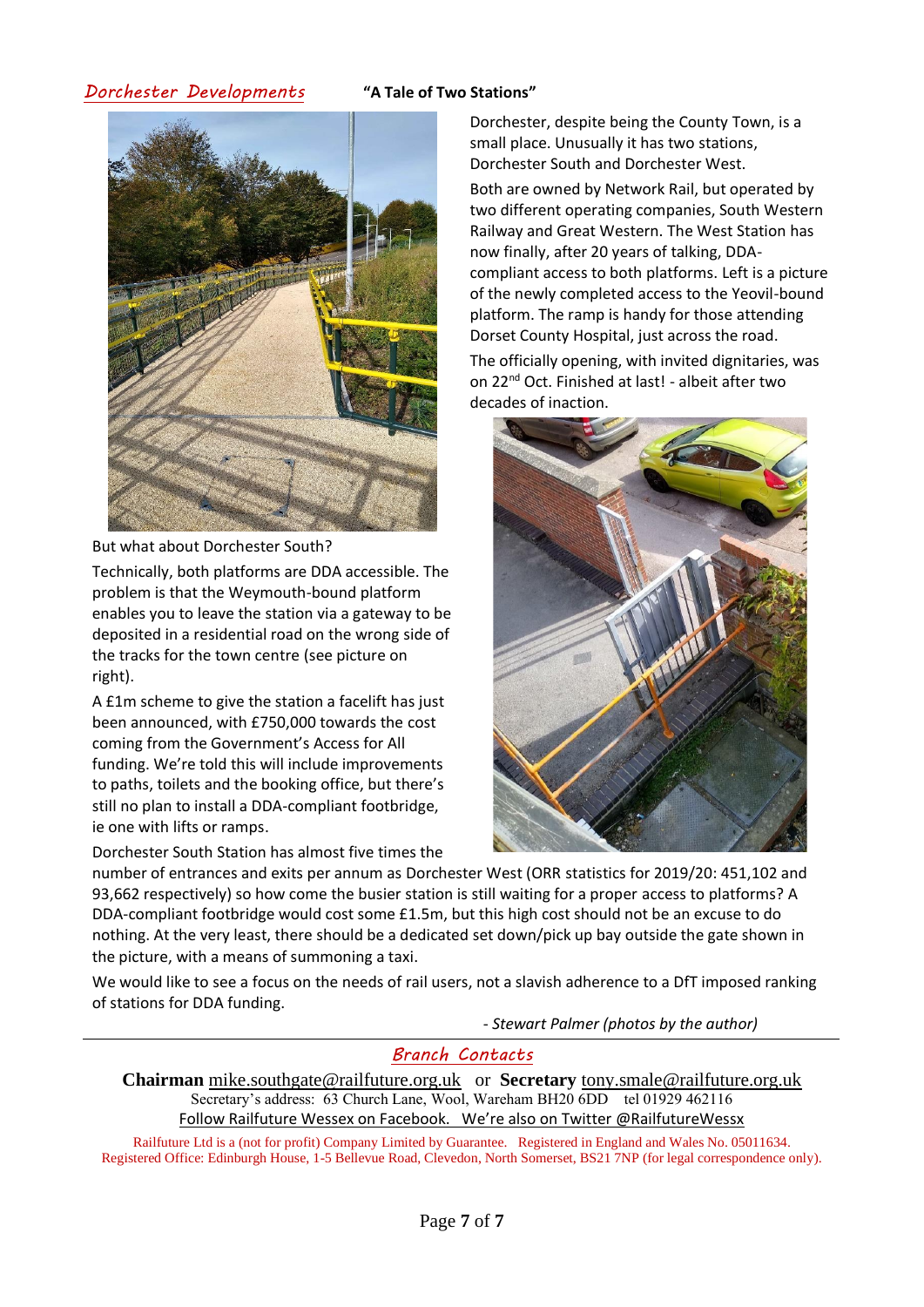## Dorchester Developments

**"A Tale of Two Stations"**

Dorchester, despite being the County Town, is a small place. Unusually it has two stations, Dorchester South and Dorchester West.

Both are owned by Network Rail, but operated by two different operating companies, South Western Railway and Great Western. The West Station has now finally, after 20 years of talking, DDA-compliant access to both platforms. Left is a picture of the newly completed access to the Yeovil-bound platform. The ramp is handy for those attending Dorset County Hospital, just across the road.

The officially opening, with invited dignitaries, was on 22nd Oct. Finished at last! - albeit after two decades of inaction.

But what about Dorchester South?

Technically, both platforms are DDA accessible. The problem is that the Weymouth-bound platform enables you to leave the station via a gateway to be deposited in a residential road on the wrong side of the tracks for the town centre (see picture on right).

A £1m scheme to give the station a facelift has just been announced, with £750,000 towards the cost coming from the Government's Access for All funding. We're told this will include improvements to paths, toilets and the booking office, but there's still no plan to install a DDA-compliant footbridge, ie one with lifts or ramps.

Dorchester South Station has almost five times the number of entrances and exits per annum as Dorchester West (ORR statistics for 2019/20: 451,102 and 93,662 respectively) so how come the busier station is still waiting for a proper access to platforms? A DDA-compliant footbridge would cost some £1.5m, but this high cost should not be an excuse to do nothing. At the very least, there should be a dedicated set down/pick up bay outside the gate shown in the picture, with a means of summoning a taxi.

We would like to see a focus on the needs of rail users, not a slavish adherence to a DfT imposed ranking of stations for DDA funding.

*- Stewart Palmer (photos by the author)*

---

## Branch Contacts

**Chairman** mike.southgate@railfuture.org.uk or **Secretary** tony.smale@railfuture.org.uk

Secretary's address: 63 Church Lane, Wool, Wareham BH20 6DD tel 01929 462116

Follow Railfuture Wessex on Facebook. We're also on Twitter @RailfutureWessx

Railfuture Ltd is a (not for profit) Company Limited by Guarantee. Registered in England and Wales No. 05011634.
Registered Office: Edinburgh House, 1-5 Bellevue Road, Clevedon, North Somerset, BS21 7NP (for legal correspondence only).